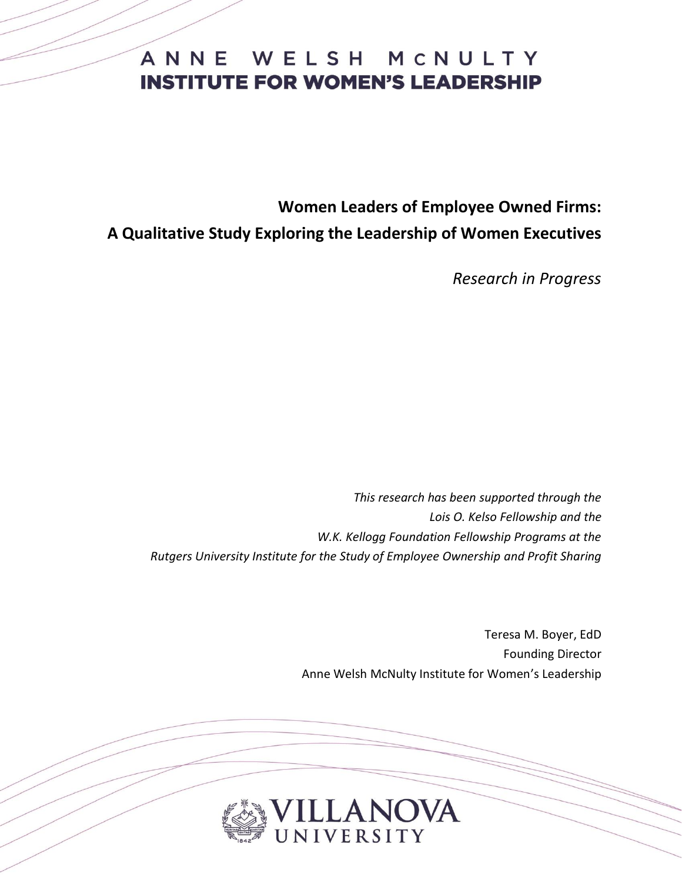ANNE WELSH McNULTY
**INSTITUTE FOR WOMEN'S LEADERSHIP**

# Women Leaders of Employee Owned Firms: A Qualitative Study Exploring the Leadership of Women Executives

*Research in Progress*

*This research has been supported through the*
*Lois O. Kelso Fellowship and the*
*W.K. Kellogg Foundation Fellowship Programs at the*
*Rutgers University Institute for the Study of Employee Ownership and Profit Sharing*

Teresa M. Boyer, EdD
Founding Director
Anne Welsh McNulty Institute for Women's Leadership

VILLANOVA UNIVERSITY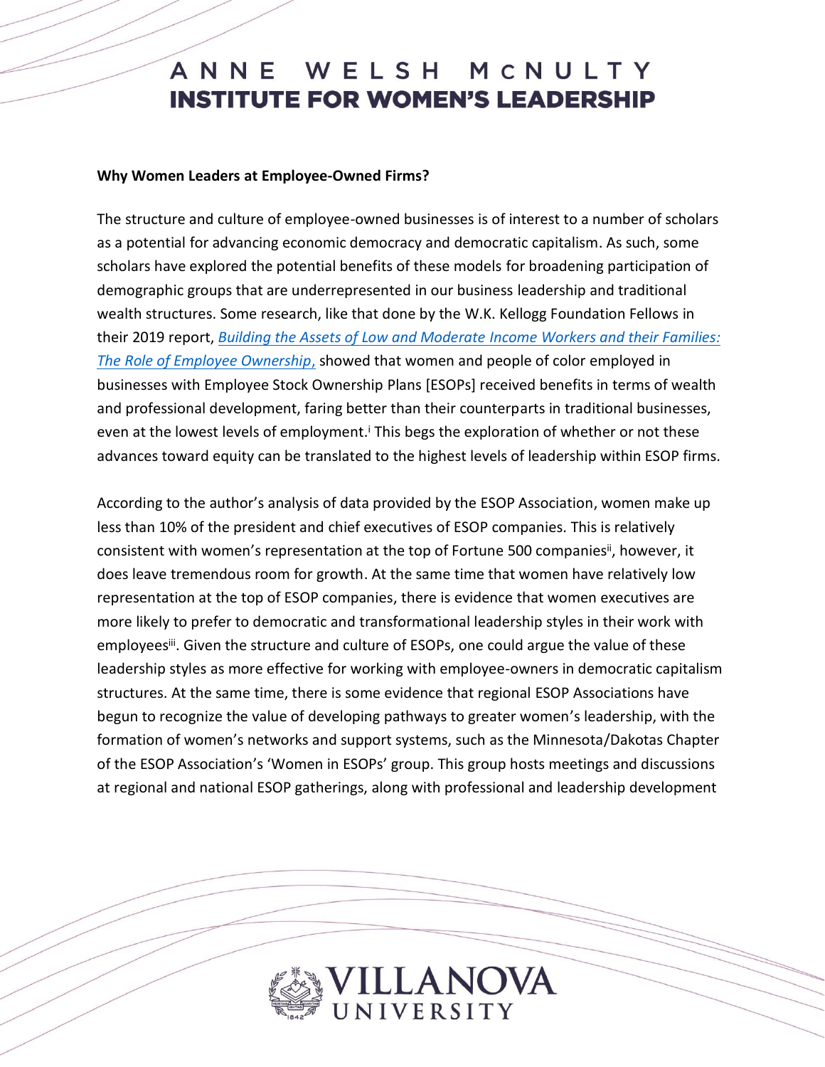**Why Women Leaders at Employee-Owned Firms?**

The structure and culture of employee-owned businesses is of interest to a number of scholars as a potential for advancing economic democracy and democratic capitalism. As such, some scholars have explored the potential benefits of these models for broadening participation of demographic groups that are underrepresented in our business leadership and traditional wealth structures. Some research, like that done by the W.K. Kellogg Foundation Fellows in their 2019 report, *Building the Assets of Low and Moderate Income Workers and their Families: The Role of Employee Ownership*, showed that women and people of color employed in businesses with Employee Stock Ownership Plans [ESOPs] received benefits in terms of wealth and professional development, faring better than their counterparts in traditional businesses, even at the lowest levels of employment.[i] This begs the exploration of whether or not these advances toward equity can be translated to the highest levels of leadership within ESOP firms.

According to the author's analysis of data provided by the ESOP Association, women make up less than 10% of the president and chief executives of ESOP companies. This is relatively consistent with women's representation at the top of Fortune 500 companies[ii], however, it does leave tremendous room for growth. At the same time that women have relatively low representation at the top of ESOP companies, there is evidence that women executives are more likely to prefer to democratic and transformational leadership styles in their work with employees[iii]. Given the structure and culture of ESOPs, one could argue the value of these leadership styles as more effective for working with employee-owners in democratic capitalism structures. At the same time, there is some evidence that regional ESOP Associations have begun to recognize the value of developing pathways to greater women's leadership, with the formation of women's networks and support systems, such as the Minnesota/Dakotas Chapter of the ESOP Association's 'Women in ESOPs' group. This group hosts meetings and discussions at regional and national ESOP gatherings, along with professional and leadership development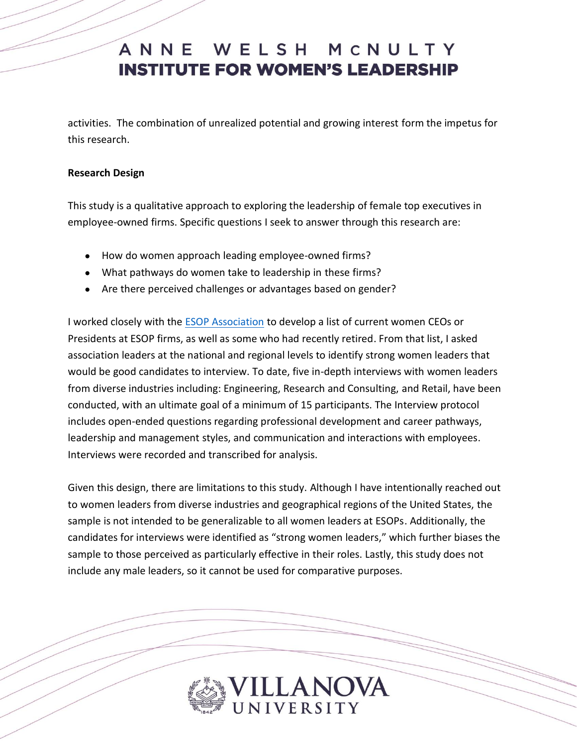activities. The combination of unrealized potential and growing interest form the impetus for this research.

**Research Design**

This study is a qualitative approach to exploring the leadership of female top executives in employee-owned firms. Specific questions I seek to answer through this research are:

- How do women approach leading employee-owned firms?
- What pathways do women take to leadership in these firms?
- Are there perceived challenges or advantages based on gender?

I worked closely with the ESOP Association to develop a list of current women CEOs or Presidents at ESOP firms, as well as some who had recently retired. From that list, I asked association leaders at the national and regional levels to identify strong women leaders that would be good candidates to interview. To date, five in-depth interviews with women leaders from diverse industries including: Engineering, Research and Consulting, and Retail, have been conducted, with an ultimate goal of a minimum of 15 participants. The Interview protocol includes open-ended questions regarding professional development and career pathways, leadership and management styles, and communication and interactions with employees. Interviews were recorded and transcribed for analysis.

Given this design, there are limitations to this study. Although I have intentionally reached out to women leaders from diverse industries and geographical regions of the United States, the sample is not intended to be generalizable to all women leaders at ESOPs. Additionally, the candidates for interviews were identified as "strong women leaders," which further biases the sample to those perceived as particularly effective in their roles. Lastly, this study does not include any male leaders, so it cannot be used for comparative purposes.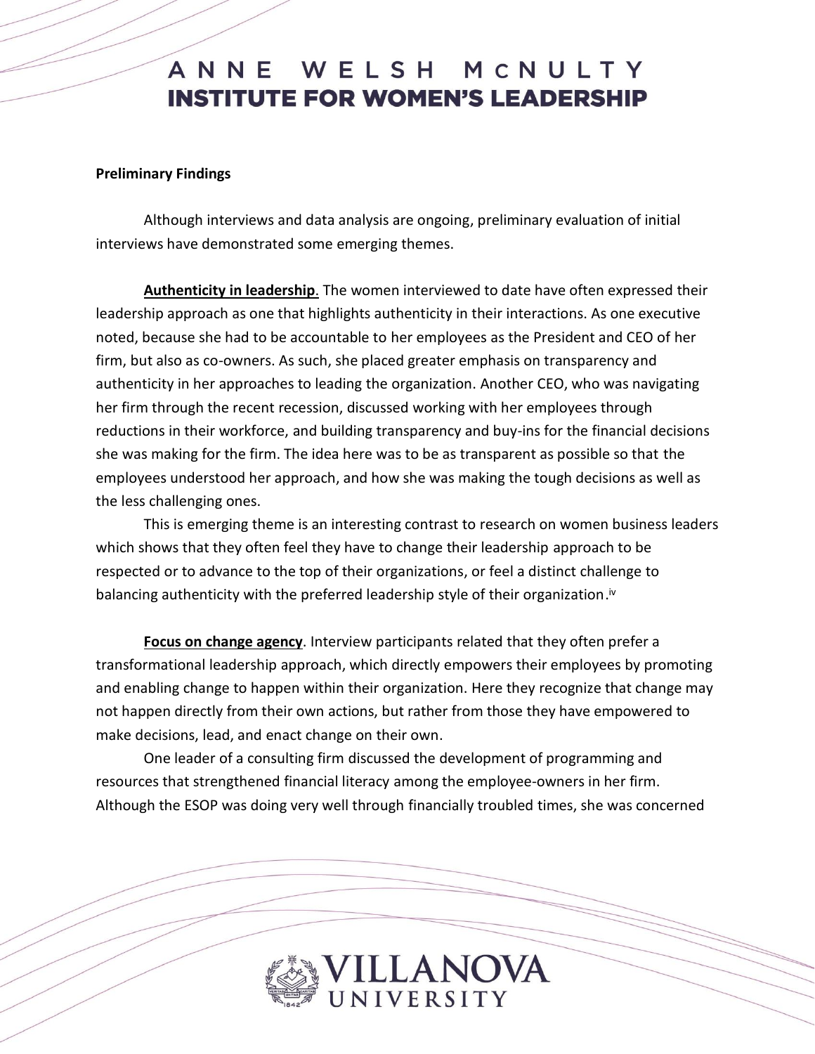**Preliminary Findings**

Although interviews and data analysis are ongoing, preliminary evaluation of initial interviews have demonstrated some emerging themes.

**Authenticity in leadership**. The women interviewed to date have often expressed their leadership approach as one that highlights authenticity in their interactions. As one executive noted, because she had to be accountable to her employees as the President and CEO of her firm, but also as co-owners. As such, she placed greater emphasis on transparency and authenticity in her approaches to leading the organization. Another CEO, who was navigating her firm through the recent recession, discussed working with her employees through reductions in their workforce, and building transparency and buy-ins for the financial decisions she was making for the firm. The idea here was to be as transparent as possible so that the employees understood her approach, and how she was making the tough decisions as well as the less challenging ones.

This is emerging theme is an interesting contrast to research on women business leaders which shows that they often feel they have to change their leadership approach to be respected or to advance to the top of their organizations, or feel a distinct challenge to balancing authenticity with the preferred leadership style of their organization.[iv]

**Focus on change agency**. Interview participants related that they often prefer a transformational leadership approach, which directly empowers their employees by promoting and enabling change to happen within their organization. Here they recognize that change may not happen directly from their own actions, but rather from those they have empowered to make decisions, lead, and enact change on their own.

One leader of a consulting firm discussed the development of programming and resources that strengthened financial literacy among the employee-owners in her firm. Although the ESOP was doing very well through financially troubled times, she was concerned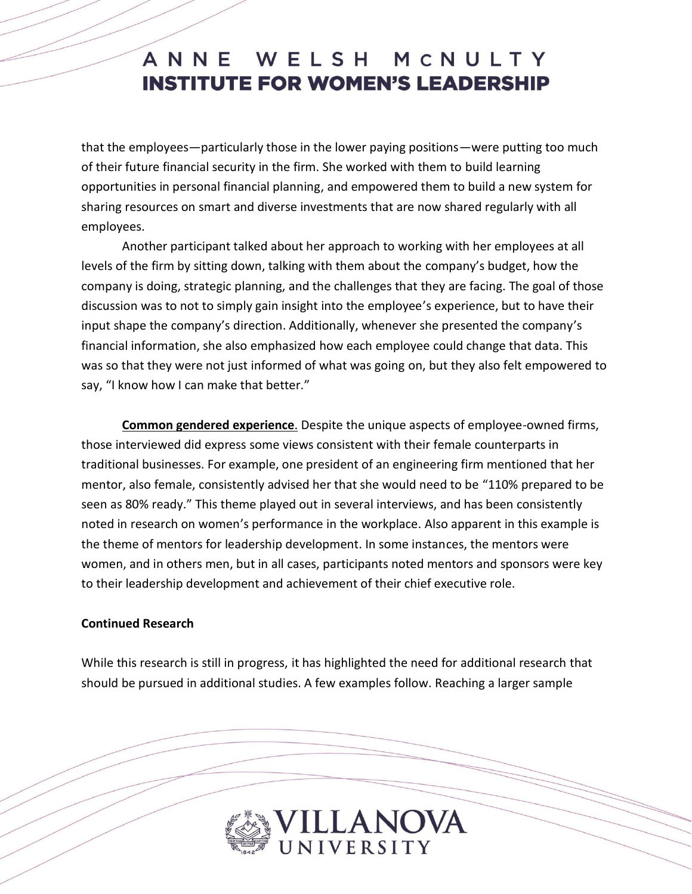that the employees—particularly those in the lower paying positions—were putting too much of their future financial security in the firm. She worked with them to build learning opportunities in personal financial planning, and empowered them to build a new system for sharing resources on smart and diverse investments that are now shared regularly with all employees.

Another participant talked about her approach to working with her employees at all levels of the firm by sitting down, talking with them about the company's budget, how the company is doing, strategic planning, and the challenges that they are facing. The goal of those discussion was to not to simply gain insight into the employee's experience, but to have their input shape the company's direction. Additionally, whenever she presented the company's financial information, she also emphasized how each employee could change that data. This was so that they were not just informed of what was going on, but they also felt empowered to say, "I know how I can make that better."

**Common gendered experience**. Despite the unique aspects of employee-owned firms, those interviewed did express some views consistent with their female counterparts in traditional businesses. For example, one president of an engineering firm mentioned that her mentor, also female, consistently advised her that she would need to be "110% prepared to be seen as 80% ready." This theme played out in several interviews, and has been consistently noted in research on women's performance in the workplace. Also apparent in this example is the theme of mentors for leadership development. In some instances, the mentors were women, and in others men, but in all cases, participants noted mentors and sponsors were key to their leadership development and achievement of their chief executive role.

**Continued Research**

While this research is still in progress, it has highlighted the need for additional research that should be pursued in additional studies. A few examples follow. Reaching a larger sample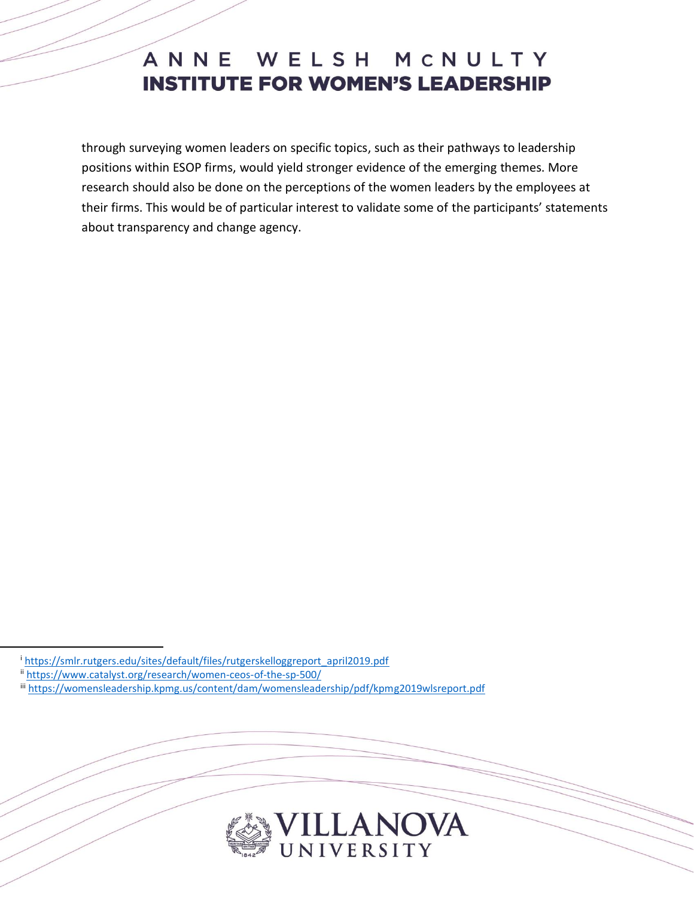through surveying women leaders on specific topics, such as their pathways to leadership positions within ESOP firms, would yield stronger evidence of the emerging themes. More research should also be done on the perceptions of the women leaders by the employees at their firms. This would be of particular interest to validate some of the participants' statements about transparency and change agency.

---

[i] https://smlr.rutgers.edu/sites/default/files/rutgerskelloggreport_april2019.pdf

[ii] https://www.catalyst.org/research/women-ceos-of-the-sp-500/

[iii] https://womensleadership.kpmg.us/content/dam/womensleadership/pdf/kpmg2019wlsreport.pdf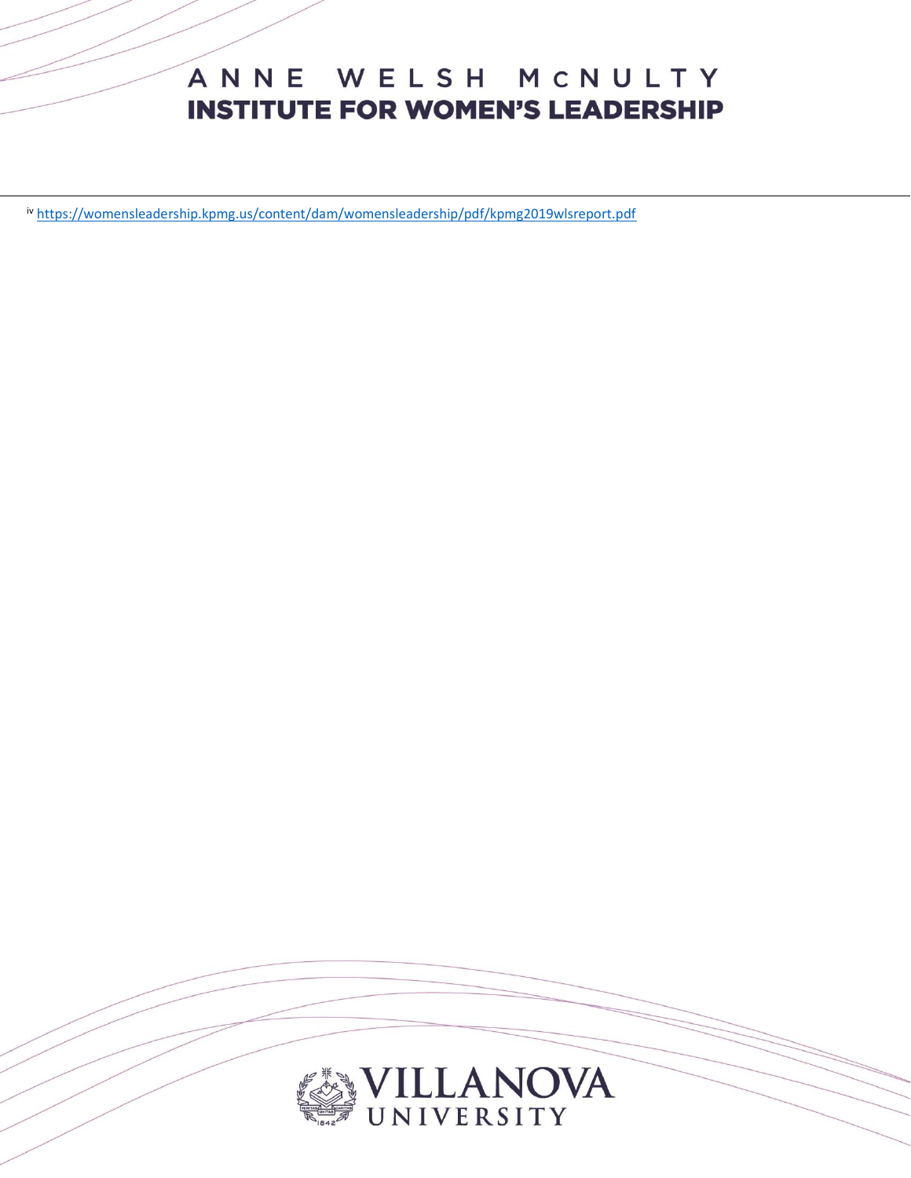[iv] https://womensleadership.kpmg.us/content/dam/womensleadership/pdf/kpmg2019wlsreport.pdf